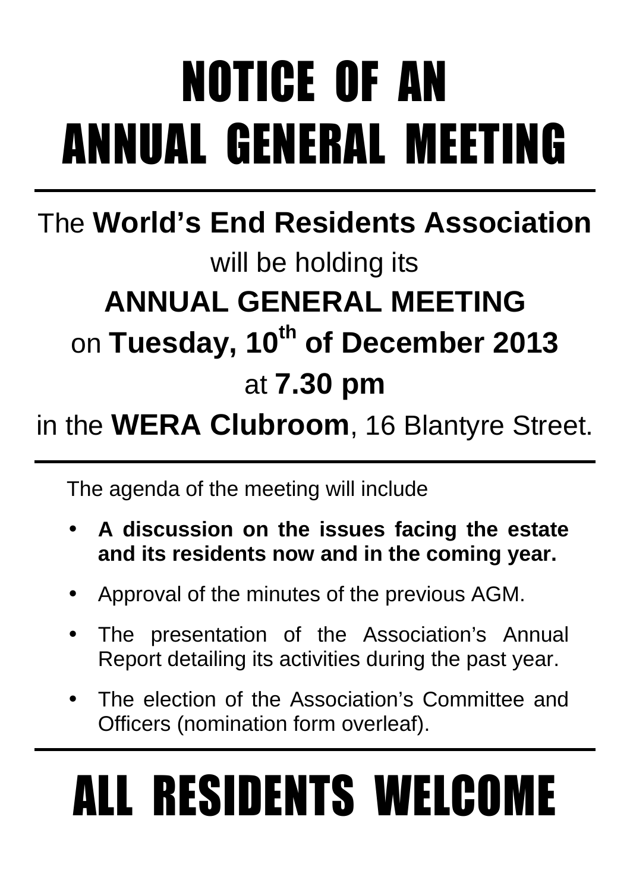# NOTICE OF AN ANNUAL GENERAL MEETING

---

The **World's End Residents Association**

will be holding its

**ANNUAL GENERAL MEETING**

on **Tuesday, 10th of December 2013**

at **7.30 pm**

in the **WERA Clubroom**, 16 Blantyre Street.

---

The agenda of the meeting will include

- **A discussion on the issues facing the estate and its residents now and in the coming year.**
- Approval of the minutes of the previous AGM.
- The presentation of the Association's Annual Report detailing its activities during the past year.
- The election of the Association's Committee and Officers (nomination form overleaf).

---

# ALL RESIDENTS WELCOME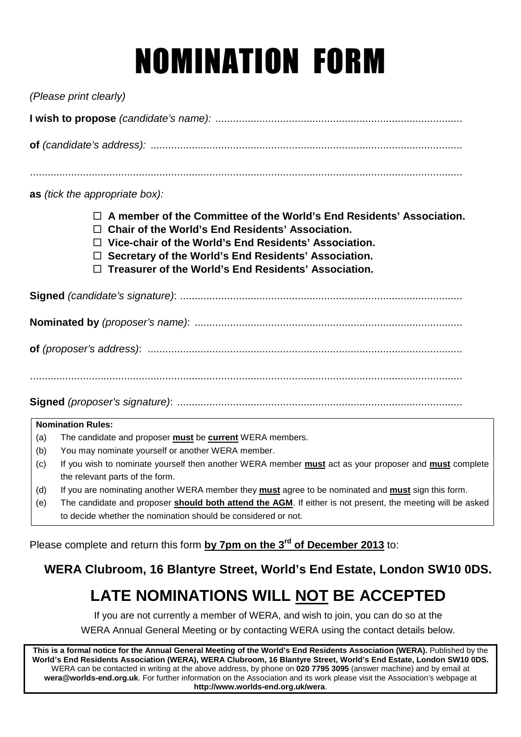# NOMINATION FORM

*(Please print clearly)*

**I wish to propose** *(candidate's name):* ....................................................................................

**of** *(candidate's address):* ..........................................................................................................

..................................................................................................................................................

**as** *(tick the appropriate box):*

- ☐ **A member of the Committee of the World's End Residents' Association.**
- ☐ **Chair of the World's End Residents' Association.**
- ☐ **Vice-chair of the World's End Residents' Association.**
- ☐ **Secretary of the World's End Residents' Association.**
- ☐ **Treasurer of the World's End Residents' Association.**

**Signed** *(candidate's signature)*: ...............................................................................................

**Nominated by** *(proposer's name)*: ..........................................................................................

**of** *(proposer's address)*: ..........................................................................................................

..................................................................................................................................................

**Signed** *(proposer's signature)*: ................................................................................................

**Nomination Rules:**

(a) The candidate and proposer **must** be **current** WERA members.

(b) You may nominate yourself or another WERA member.

(c) If you wish to nominate yourself then another WERA member **must** act as your proposer and **must** complete the relevant parts of the form.

(d) If you are nominating another WERA member they **must** agree to be nominated and **must** sign this form.

(e) The candidate and proposer **should both attend the AGM**. If either is not present, the meeting will be asked to decide whether the nomination should be considered or not.

Please complete and return this form **by 7pm on the 3rd of December 2013** to:

**WERA Clubroom, 16 Blantyre Street, World's End Estate, London SW10 0DS.**

## LATE NOMINATIONS WILL NOT BE ACCEPTED

If you are not currently a member of WERA, and wish to join, you can do so at the WERA Annual General Meeting or by contacting WERA using the contact details below.

**This is a formal notice for the Annual General Meeting of the World's End Residents Association (WERA).** Published by the **World's End Residents Association (WERA), WERA Clubroom, 16 Blantyre Street, World's End Estate, London SW10 0DS.** WERA can be contacted in writing at the above address, by phone on **020 7795 3095** (answer machine) and by email at **wera@worlds-end.org.uk**. For further information on the Association and its work please visit the Association's webpage at **http://www.worlds-end.org.uk/wera**.